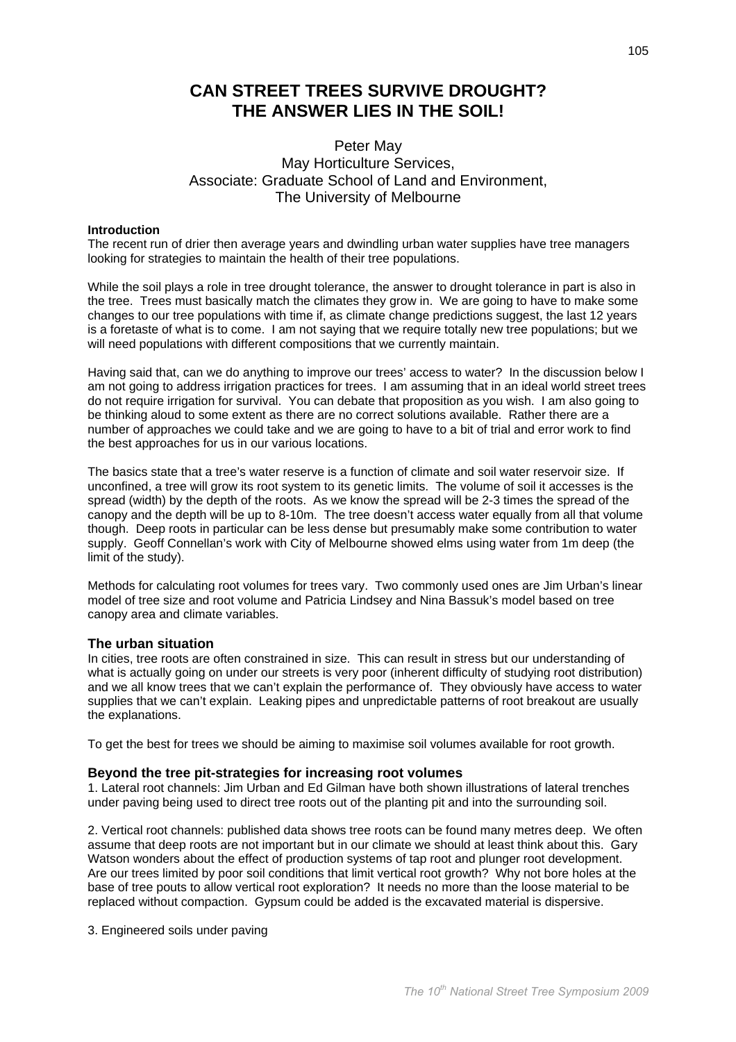# CAN STREET TREES SURVIVE DROUGHT? THE ANSWER LIES IN THE SOIL!

Peter May
May Horticulture Services,
Associate: Graduate School of Land and Environment,
The University of Melbourne

**Introduction**

The recent run of drier then average years and dwindling urban water supplies have tree managers looking for strategies to maintain the health of their tree populations.

While the soil plays a role in tree drought tolerance, the answer to drought tolerance in part is also in the tree. Trees must basically match the climates they grow in. We are going to have to make some changes to our tree populations with time if, as climate change predictions suggest, the last 12 years is a foretaste of what is to come. I am not saying that we require totally new tree populations; but we will need populations with different compositions that we currently maintain.

Having said that, can we do anything to improve our trees' access to water? In the discussion below I am not going to address irrigation practices for trees. I am assuming that in an ideal world street trees do not require irrigation for survival. You can debate that proposition as you wish. I am also going to be thinking aloud to some extent as there are no correct solutions available. Rather there are a number of approaches we could take and we are going to have to a bit of trial and error work to find the best approaches for us in our various locations.

The basics state that a tree's water reserve is a function of climate and soil water reservoir size. If unconfined, a tree will grow its root system to its genetic limits. The volume of soil it accesses is the spread (width) by the depth of the roots. As we know the spread will be 2-3 times the spread of the canopy and the depth will be up to 8-10m. The tree doesn't access water equally from all that volume though. Deep roots in particular can be less dense but presumably make some contribution to water supply. Geoff Connellan's work with City of Melbourne showed elms using water from 1m deep (the limit of the study).

Methods for calculating root volumes for trees vary. Two commonly used ones are Jim Urban's linear model of tree size and root volume and Patricia Lindsey and Nina Bassuk's model based on tree canopy area and climate variables.

## The urban situation

In cities, tree roots are often constrained in size. This can result in stress but our understanding of what is actually going on under our streets is very poor (inherent difficulty of studying root distribution) and we all know trees that we can't explain the performance of. They obviously have access to water supplies that we can't explain. Leaking pipes and unpredictable patterns of root breakout are usually the explanations.

To get the best for trees we should be aiming to maximise soil volumes available for root growth.

## Beyond the tree pit-strategies for increasing root volumes

1. Lateral root channels: Jim Urban and Ed Gilman have both shown illustrations of lateral trenches under paving being used to direct tree roots out of the planting pit and into the surrounding soil.

2. Vertical root channels: published data shows tree roots can be found many metres deep. We often assume that deep roots are not important but in our climate we should at least think about this. Gary Watson wonders about the effect of production systems of tap root and plunger root development. Are our trees limited by poor soil conditions that limit vertical root growth? Why not bore holes at the base of tree pouts to allow vertical root exploration? It needs no more than the loose material to be replaced without compaction. Gypsum could be added is the excavated material is dispersive.

3. Engineered soils under paving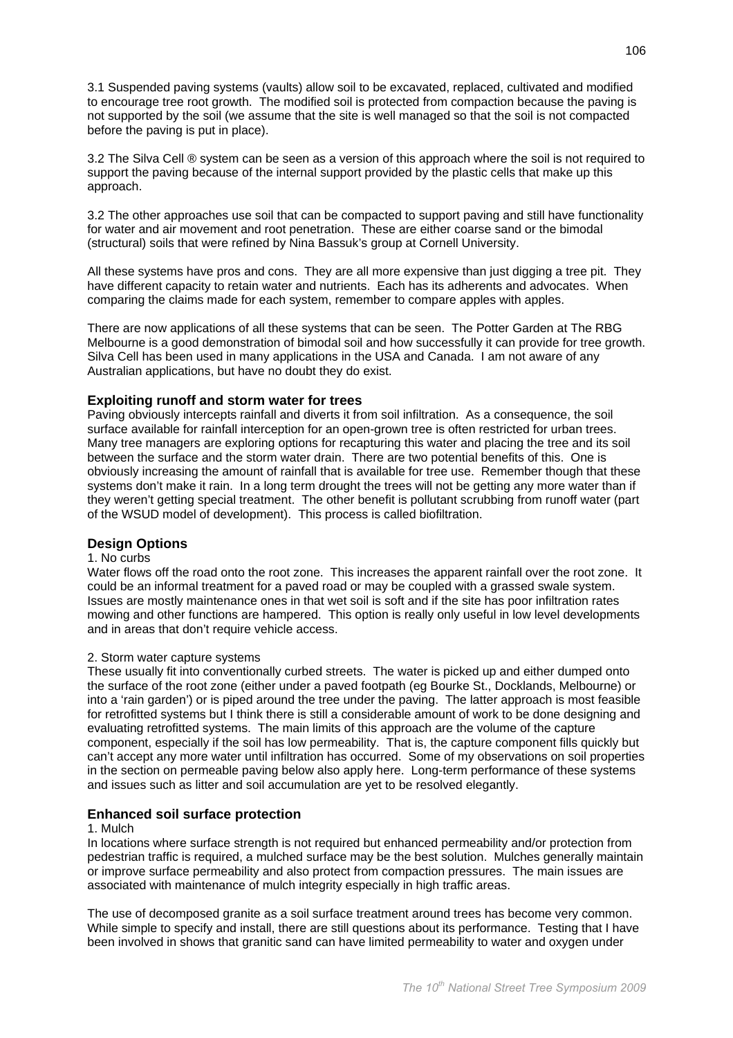3.1 Suspended paving systems (vaults) allow soil to be excavated, replaced, cultivated and modified to encourage tree root growth. The modified soil is protected from compaction because the paving is not supported by the soil (we assume that the site is well managed so that the soil is not compacted before the paving is put in place).

3.2 The Silva Cell ® system can be seen as a version of this approach where the soil is not required to support the paving because of the internal support provided by the plastic cells that make up this approach.

3.2 The other approaches use soil that can be compacted to support paving and still have functionality for water and air movement and root penetration. These are either coarse sand or the bimodal (structural) soils that were refined by Nina Bassuk's group at Cornell University.

All these systems have pros and cons. They are all more expensive than just digging a tree pit. They have different capacity to retain water and nutrients. Each has its adherents and advocates. When comparing the claims made for each system, remember to compare apples with apples.

There are now applications of all these systems that can be seen. The Potter Garden at The RBG Melbourne is a good demonstration of bimodal soil and how successfully it can provide for tree growth. Silva Cell has been used in many applications in the USA and Canada. I am not aware of any Australian applications, but have no doubt they do exist.

### Exploiting runoff and storm water for trees

Paving obviously intercepts rainfall and diverts it from soil infiltration. As a consequence, the soil surface available for rainfall interception for an open-grown tree is often restricted for urban trees. Many tree managers are exploring options for recapturing this water and placing the tree and its soil between the surface and the storm water drain. There are two potential benefits of this. One is obviously increasing the amount of rainfall that is available for tree use. Remember though that these systems don't make it rain. In a long term drought the trees will not be getting any more water than if they weren't getting special treatment. The other benefit is pollutant scrubbing from runoff water (part of the WSUD model of development). This process is called biofiltration.

### Design Options

1. No curbs

Water flows off the road onto the root zone. This increases the apparent rainfall over the root zone. It could be an informal treatment for a paved road or may be coupled with a grassed swale system. Issues are mostly maintenance ones in that wet soil is soft and if the site has poor infiltration rates mowing and other functions are hampered. This option is really only useful in low level developments and in areas that don't require vehicle access.

2. Storm water capture systems

These usually fit into conventionally curbed streets. The water is picked up and either dumped onto the surface of the root zone (either under a paved footpath (eg Bourke St., Docklands, Melbourne) or into a 'rain garden') or is piped around the tree under the paving. The latter approach is most feasible for retrofitted systems but I think there is still a considerable amount of work to be done designing and evaluating retrofitted systems. The main limits of this approach are the volume of the capture component, especially if the soil has low permeability. That is, the capture component fills quickly but can't accept any more water until infiltration has occurred. Some of my observations on soil properties in the section on permeable paving below also apply here. Long-term performance of these systems and issues such as litter and soil accumulation are yet to be resolved elegantly.

### Enhanced soil surface protection

1. Mulch

In locations where surface strength is not required but enhanced permeability and/or protection from pedestrian traffic is required, a mulched surface may be the best solution. Mulches generally maintain or improve surface permeability and also protect from compaction pressures. The main issues are associated with maintenance of mulch integrity especially in high traffic areas.

The use of decomposed granite as a soil surface treatment around trees has become very common. While simple to specify and install, there are still questions about its performance. Testing that I have been involved in shows that granitic sand can have limited permeability to water and oxygen under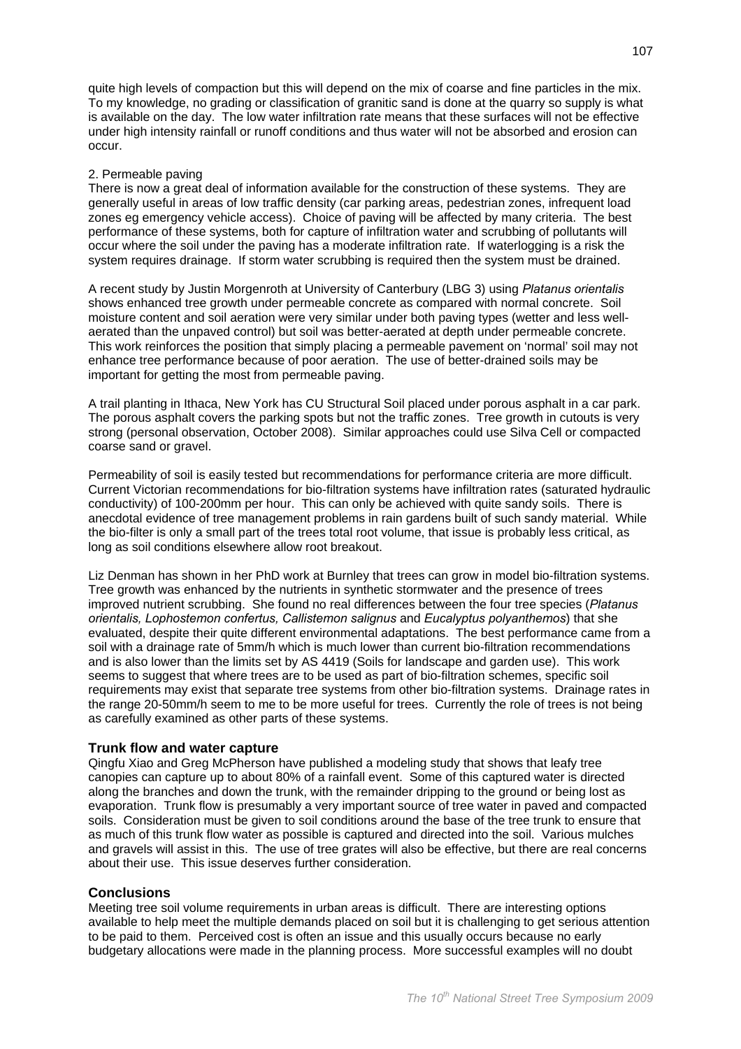quite high levels of compaction but this will depend on the mix of coarse and fine particles in the mix. To my knowledge, no grading or classification of granitic sand is done at the quarry so supply is what is available on the day. The low water infiltration rate means that these surfaces will not be effective under high intensity rainfall or runoff conditions and thus water will not be absorbed and erosion can occur.

2. Permeable paving

There is now a great deal of information available for the construction of these systems. They are generally useful in areas of low traffic density (car parking areas, pedestrian zones, infrequent load zones eg emergency vehicle access). Choice of paving will be affected by many criteria. The best performance of these systems, both for capture of infiltration water and scrubbing of pollutants will occur where the soil under the paving has a moderate infiltration rate. If waterlogging is a risk the system requires drainage. If storm water scrubbing is required then the system must be drained.

A recent study by Justin Morgenroth at University of Canterbury (LBG 3) using *Platanus orientalis* shows enhanced tree growth under permeable concrete as compared with normal concrete. Soil moisture content and soil aeration were very similar under both paving types (wetter and less well-aerated than the unpaved control) but soil was better-aerated at depth under permeable concrete. This work reinforces the position that simply placing a permeable pavement on 'normal' soil may not enhance tree performance because of poor aeration. The use of better-drained soils may be important for getting the most from permeable paving.

A trail planting in Ithaca, New York has CU Structural Soil placed under porous asphalt in a car park. The porous asphalt covers the parking spots but not the traffic zones. Tree growth in cutouts is very strong (personal observation, October 2008). Similar approaches could use Silva Cell or compacted coarse sand or gravel.

Permeability of soil is easily tested but recommendations for performance criteria are more difficult. Current Victorian recommendations for bio-filtration systems have infiltration rates (saturated hydraulic conductivity) of 100-200mm per hour. This can only be achieved with quite sandy soils. There is anecdotal evidence of tree management problems in rain gardens built of such sandy material. While the bio-filter is only a small part of the trees total root volume, that issue is probably less critical, as long as soil conditions elsewhere allow root breakout.

Liz Denman has shown in her PhD work at Burnley that trees can grow in model bio-filtration systems. Tree growth was enhanced by the nutrients in synthetic stormwater and the presence of trees improved nutrient scrubbing. She found no real differences between the four tree species (*Platanus orientalis, Lophostemon confertus, Callistemon salignus* and *Eucalyptus polyanthemos*) that she evaluated, despite their quite different environmental adaptations. The best performance came from a soil with a drainage rate of 5mm/h which is much lower than current bio-filtration recommendations and is also lower than the limits set by AS 4419 (Soils for landscape and garden use). This work seems to suggest that where trees are to be used as part of bio-filtration schemes, specific soil requirements may exist that separate tree systems from other bio-filtration systems. Drainage rates in the range 20-50mm/h seem to me to be more useful for trees. Currently the role of trees is not being as carefully examined as other parts of these systems.

## Trunk flow and water capture

Qingfu Xiao and Greg McPherson have published a modeling study that shows that leafy tree canopies can capture up to about 80% of a rainfall event. Some of this captured water is directed along the branches and down the trunk, with the remainder dripping to the ground or being lost as evaporation. Trunk flow is presumably a very important source of tree water in paved and compacted soils. Consideration must be given to soil conditions around the base of the tree trunk to ensure that as much of this trunk flow water as possible is captured and directed into the soil. Various mulches and gravels will assist in this. The use of tree grates will also be effective, but there are real concerns about their use. This issue deserves further consideration.

## Conclusions

Meeting tree soil volume requirements in urban areas is difficult. There are interesting options available to help meet the multiple demands placed on soil but it is challenging to get serious attention to be paid to them. Perceived cost is often an issue and this usually occurs because no early budgetary allocations were made in the planning process. More successful examples will no doubt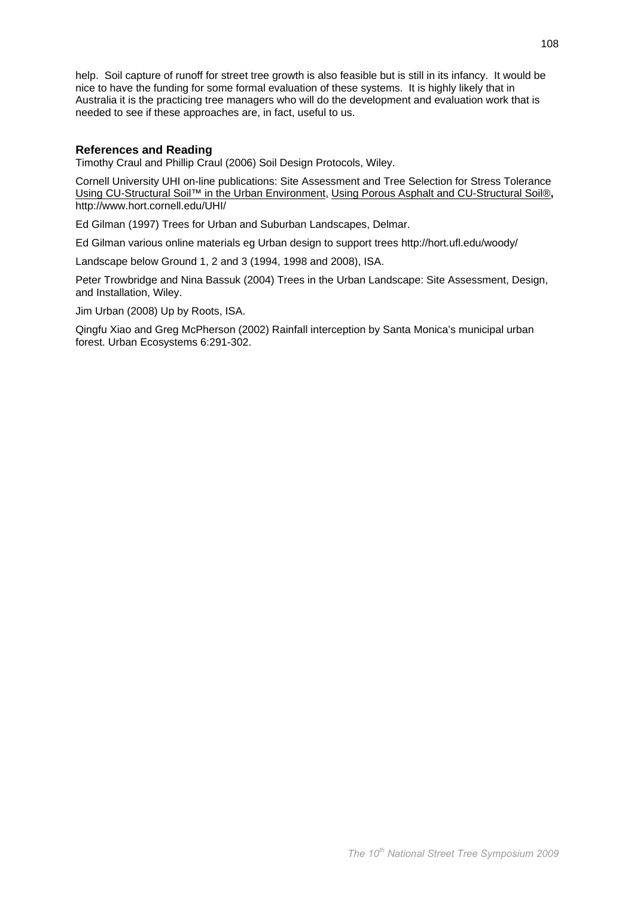help. Soil capture of runoff for street tree growth is also feasible but is still in its infancy. It would be nice to have the funding for some formal evaluation of these systems. It is highly likely that in Australia it is the practicing tree managers who will do the development and evaluation work that is needed to see if these approaches are, in fact, useful to us.

### References and Reading

Timothy Craul and Phillip Craul (2006) Soil Design Protocols, Wiley.

Cornell University UHI on-line publications: Site Assessment and Tree Selection for Stress Tolerance Using CU-Structural Soil™ in the Urban Environment, Using Porous Asphalt and CU-Structural Soil®, http://www.hort.cornell.edu/UHI/

Ed Gilman (1997) Trees for Urban and Suburban Landscapes, Delmar.

Ed Gilman various online materials eg Urban design to support trees http://hort.ufl.edu/woody/

Landscape below Ground 1, 2 and 3 (1994, 1998 and 2008), ISA.

Peter Trowbridge and Nina Bassuk (2004) Trees in the Urban Landscape: Site Assessment, Design, and Installation, Wiley.

Jim Urban (2008) Up by Roots, ISA.

Qingfu Xiao and Greg McPherson (2002) Rainfall interception by Santa Monica's municipal urban forest. Urban Ecosystems 6:291-302.